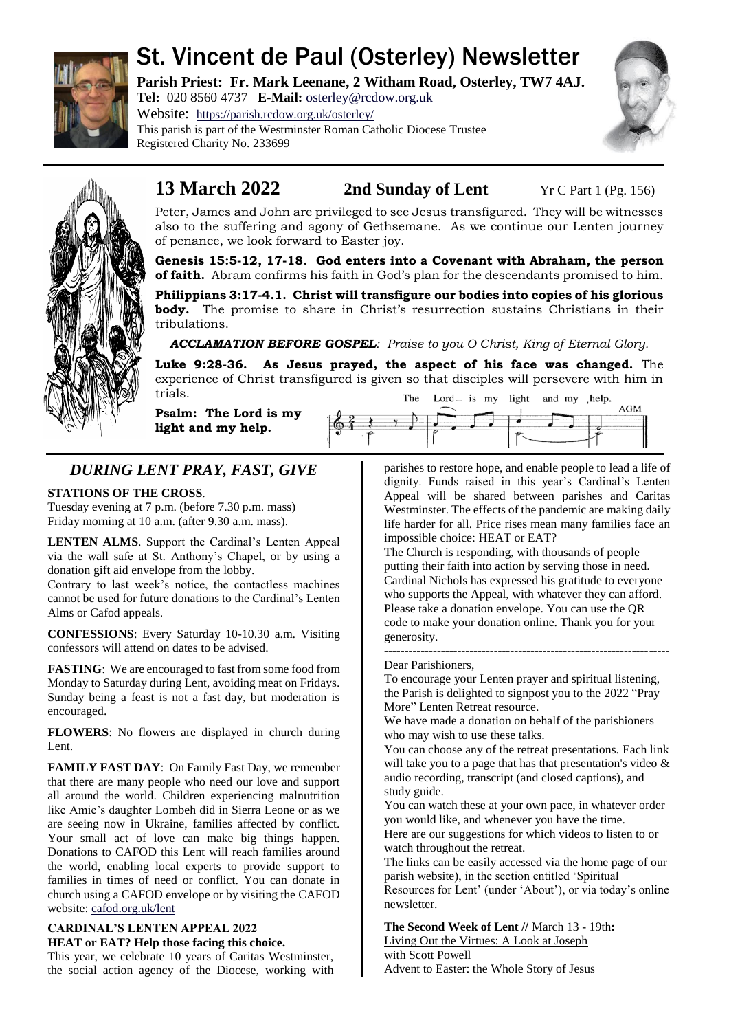# St. Vincent de Paul (Osterley) Newsletter

**Parish Priest: Fr. Mark Leenane, 2 Witham Road, Osterley, TW7 4AJ.**
**Tel:** 020 8560 4737 **E-Mail:** osterley@rcdow.org.uk
Website: https://parish.rcdow.org.uk/osterley/
This parish is part of the Westminster Roman Catholic Diocese Trustee
Registered Charity No. 233699

## 13 March 2022 — 2nd Sunday of Lent — Yr C Part 1 (Pg. 156)

Peter, James and John are privileged to see Jesus transfigured. They will be witnesses also to the suffering and agony of Gethsemane. As we continue our Lenten journey of penance, we look forward to Easter joy.

**Genesis 15:5-12, 17-18. God enters into a Covenant with Abraham, the person of faith.** Abram confirms his faith in God's plan for the descendants promised to him.

**Philippians 3:17-4.1. Christ will transfigure our bodies into copies of his glorious body.** The promise to share in Christ's resurrection sustains Christians in their tribulations.

***ACCLAMATION BEFORE GOSPEL**: Praise to you O Christ, King of Eternal Glory.*

**Luke 9:28-36. As Jesus prayed, the aspect of his face was changed.** The experience of Christ transfigured is given so that disciples will persevere with him in trials.

**Psalm: The Lord is my light and my help.**

## *DURING LENT PRAY, FAST, GIVE*

**STATIONS OF THE CROSS**.
Tuesday evening at 7 p.m. (before 7.30 p.m. mass)
Friday morning at 10 a.m. (after 9.30 a.m. mass).

**LENTEN ALMS**. Support the Cardinal's Lenten Appeal via the wall safe at St. Anthony's Chapel, or by using a donation gift aid envelope from the lobby.
Contrary to last week's notice, the contactless machines cannot be used for future donations to the Cardinal's Lenten Alms or Cafod appeals.

**CONFESSIONS**: Every Saturday 10-10.30 a.m. Visiting confessors will attend on dates to be advised.

**FASTING**: We are encouraged to fast from some food from Monday to Saturday during Lent, avoiding meat on Fridays. Sunday being a feast is not a fast day, but moderation is encouraged.

**FLOWERS**: No flowers are displayed in church during Lent.

**FAMILY FAST DAY**: On Family Fast Day, we remember that there are many people who need our love and support all around the world. Children experiencing malnutrition like Amie's daughter Lombeh did in Sierra Leone or as we are seeing now in Ukraine, families affected by conflict. Your small act of love can make big things happen. Donations to CAFOD this Lent will reach families around the world, enabling local experts to provide support to families in times of need or conflict. You can donate in church using a CAFOD envelope or by visiting the CAFOD website: cafod.org.uk/lent

**CARDINAL'S LENTEN APPEAL 2022**
**HEAT or EAT? Help those facing this choice.**
This year, we celebrate 10 years of Caritas Westminster, the social action agency of the Diocese, working with parishes to restore hope, and enable people to lead a life of dignity. Funds raised in this year's Cardinal's Lenten Appeal will be shared between parishes and Caritas Westminster. The effects of the pandemic are making daily life harder for all. Price rises mean many families face an impossible choice: HEAT or EAT?
The Church is responding, with thousands of people putting their faith into action by serving those in need. Cardinal Nichols has expressed his gratitude to everyone who supports the Appeal, with whatever they can afford. Please take a donation envelope. You can use the QR code to make your donation online. Thank you for your generosity.

---

Dear Parishioners,
To encourage your Lenten prayer and spiritual listening, the Parish is delighted to signpost you to the 2022 "Pray More" Lenten Retreat resource.
We have made a donation on behalf of the parishioners who may wish to use these talks.
You can choose any of the retreat presentations. Each link will take you to a page that has that presentation's video & audio recording, transcript (and closed captions), and study guide.
You can watch these at your own pace, in whatever order you would like, and whenever you have the time.
Here are our suggestions for which videos to listen to or watch throughout the retreat.
The links can be easily accessed via the home page of our parish website), in the section entitled 'Spiritual Resources for Lent' (under 'About'), or via today's online newsletter.

**The Second Week of Lent //** March 13 - 19th**:**
Living Out the Virtues: A Look at Joseph
with Scott Powell
Advent to Easter: the Whole Story of Jesus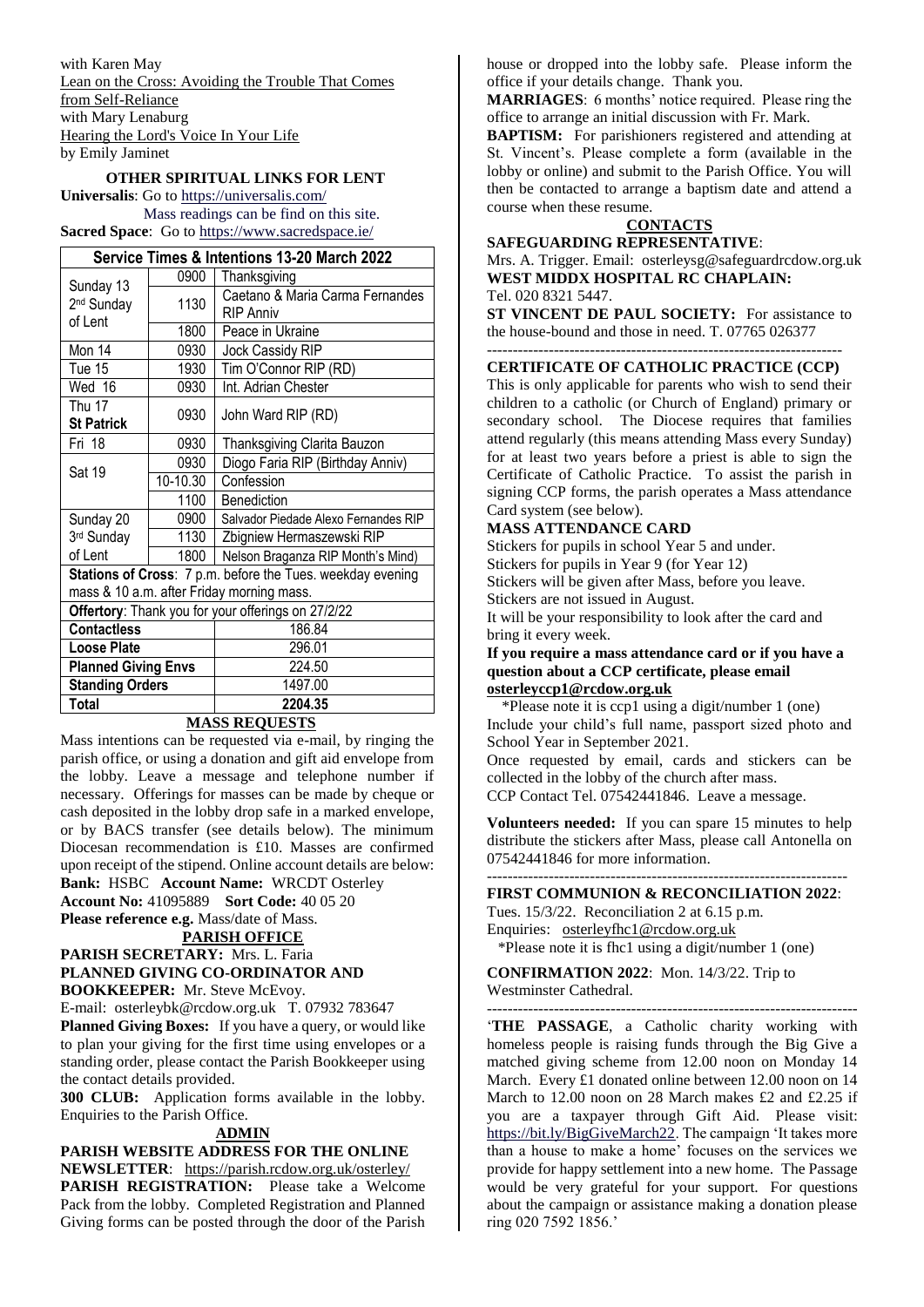with Karen May
Lean on the Cross: Avoiding the Trouble That Comes from Self-Reliance
with Mary Lenaburg
Hearing the Lord's Voice In Your Life
by Emily Jaminet

**OTHER SPIRITUAL LINKS FOR LENT**

**Universalis**: Go to https://universalis.com/
Mass readings can be find on this site.

**Sacred Space**: Go to https://www.sacredspace.ie/

| Service Times & Intentions 13-20 March 2022 | | |
|---|---|---|
| Sunday 13 2nd Sunday of Lent | 0900 | Thanksgiving |
| | 1130 | Caetano & Maria Carma Fernandes RIP Anniv |
| | 1800 | Peace in Ukraine |
| Mon 14 | 0930 | Jock Cassidy RIP |
| Tue 15 | 1930 | Tim O'Connor RIP (RD) |
| Wed 16 | 0930 | Int. Adrian Chester |
| Thu 17 **St Patrick** | 0930 | John Ward RIP (RD) |
| Fri 18 | 0930 | Thanksgiving Clarita Bauzon |
| Sat 19 | 0930 | Diogo Faria RIP (Birthday Anniv) |
| | 10-10.30 | Confession |
| | 1100 | Benediction |
| Sunday 20 3rd Sunday of Lent | 0900 | Salvador Piedade Alexo Fernandes RIP |
| | 1130 | Zbigniew Hermaszewski RIP |
| | 1800 | Nelson Braganza RIP Month's Mind) |

**Stations of Cross**: 7 p.m. before the Tues. weekday evening mass & 10 a.m. after Friday morning mass.

| Offertory: Thank you for your offerings on 27/2/22 | |
|---|---|
| **Contactless** | 186.84 |
| **Loose Plate** | 296.01 |
| **Planned Giving Envs** | 224.50 |
| **Standing Orders** | 1497.00 |
| **Total** | **2204.35** |

## MASS REQUESTS

Mass intentions can be requested via e-mail, by ringing the parish office, or using a donation and gift aid envelope from the lobby. Leave a message and telephone number if necessary. Offerings for masses can be made by cheque or cash deposited in the lobby drop safe in a marked envelope, or by BACS transfer (see details below). The minimum Diocesan recommendation is £10. Masses are confirmed upon receipt of the stipend. Online account details are below:

**Bank:** HSBC **Account Name:** WRCDT Osterley
**Account No:** 41095889 **Sort Code:** 40 05 20
**Please reference e.g.** Mass/date of Mass.

## PARISH OFFICE

**PARISH SECRETARY:** Mrs. L. Faria
**PLANNED GIVING CO-ORDINATOR AND BOOKKEEPER:** Mr. Steve McEvoy.
E-mail: osterleybk@rcdow.org.uk T. 07932 783647

**Planned Giving Boxes:** If you have a query, or would like to plan your giving for the first time using envelopes or a standing order, please contact the Parish Bookkeeper using the contact details provided.

**300 CLUB:** Application forms available in the lobby. Enquiries to the Parish Office.

## ADMIN

**PARISH WEBSITE ADDRESS FOR THE ONLINE NEWSLETTER**: https://parish.rcdow.org.uk/osterley/

**PARISH REGISTRATION:** Please take a Welcome Pack from the lobby. Completed Registration and Planned Giving forms can be posted through the door of the Parish house or dropped into the lobby safe. Please inform the office if your details change. Thank you.

**MARRIAGES**: 6 months' notice required. Please ring the office to arrange an initial discussion with Fr. Mark.

**BAPTISM:** For parishioners registered and attending at St. Vincent's. Please complete a form (available in the lobby or online) and submit to the Parish Office. You will then be contacted to arrange a baptism date and attend a course when these resume.

## CONTACTS

**SAFEGUARDING REPRESENTATIVE**:
Mrs. A. Trigger. Email: osterleysg@safeguardrcdow.org.uk

**WEST MIDDX HOSPITAL RC CHAPLAIN:**
Tel. 020 8321 5447.

**ST VINCENT DE PAUL SOCIETY:** For assistance to the house-bound and those in need. T. 07765 026377

---

**CERTIFICATE OF CATHOLIC PRACTICE (CCP)**

This is only applicable for parents who wish to send their children to a catholic (or Church of England) primary or secondary school. The Diocese requires that families attend regularly (this means attending Mass every Sunday) for at least two years before a priest is able to sign the Certificate of Catholic Practice. To assist the parish in signing CCP forms, the parish operates a Mass attendance Card system (see below).

**MASS ATTENDANCE CARD**

Stickers for pupils in school Year 5 and under.
Stickers for pupils in Year 9 (for Year 12)
Stickers will be given after Mass, before you leave.
Stickers are not issued in August.
It will be your responsibility to look after the card and bring it every week.

**If you require a mass attendance card or if you have a question about a CCP certificate, please email osterleyccp1@rcdow.org.uk**

*Please note it is ccp1 using a digit/number 1 (one)

Include your child's full name, passport sized photo and School Year in September 2021.

Once requested by email, cards and stickers can be collected in the lobby of the church after mass.

CCP Contact Tel. 07542441846. Leave a message.

**Volunteers needed:** If you can spare 15 minutes to help distribute the stickers after Mass, please call Antonella on 07542441846 for more information.

---

**FIRST COMMUNION & RECONCILIATION 2022**:
Tues. 15/3/22. Reconciliation 2 at 6.15 p.m.
Enquiries: osterleyfhc1@rcdow.org.uk
*Please note it is fhc1 using a digit/number 1 (one)

**CONFIRMATION 2022**: Mon. 14/3/22. Trip to Westminster Cathedral.

---

'**THE PASSAGE**, a Catholic charity working with homeless people is raising funds through the Big Give a matched giving scheme from 12.00 noon on Monday 14 March. Every £1 donated online between 12.00 noon on 14 March to 12.00 noon on 28 March makes £2 and £2.25 if you are a taxpayer through Gift Aid. Please visit: https://bit.ly/BigGiveMarch22. The campaign 'It takes more than a house to make a home' focuses on the services we provide for happy settlement into a new home. The Passage would be very grateful for your support. For questions about the campaign or assistance making a donation please ring 020 7592 1856.'